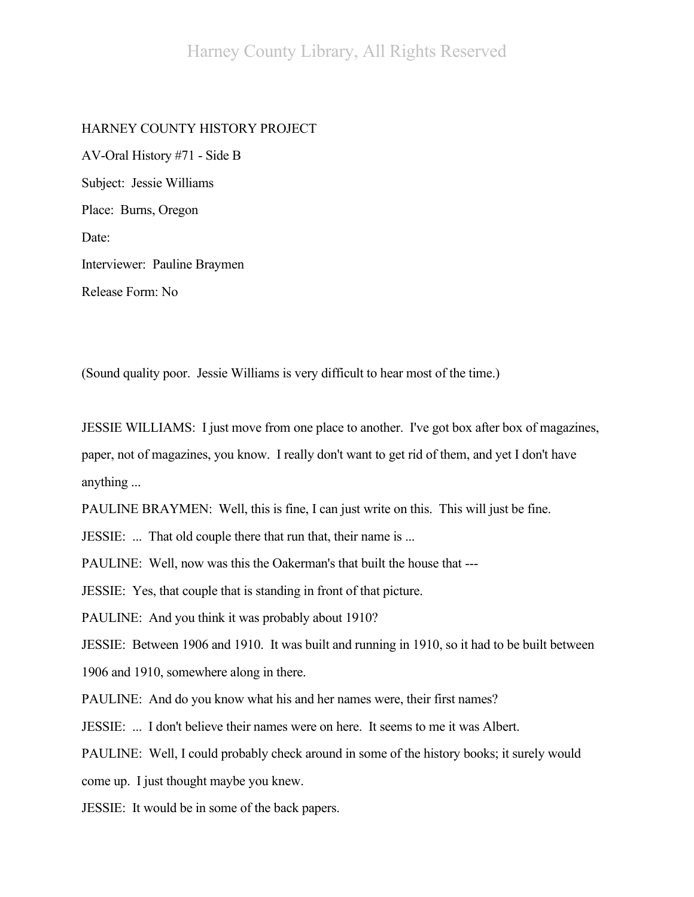HARNEY COUNTY HISTORY PROJECT

AV-Oral History #71 - Side B

Subject: Jessie Williams

Place: Burns, Oregon

Date:

Interviewer: Pauline Braymen

Release Form: No

(Sound quality poor. Jessie Williams is very difficult to hear most of the time.)

JESSIE WILLIAMS: I just move from one place to another. I've got box after box of magazines, paper, not of magazines, you know. I really don't want to get rid of them, and yet I don't have anything ...

PAULINE BRAYMEN: Well, this is fine, I can just write on this. This will just be fine.

JESSIE: ... That old couple there that run that, their name is ...

PAULINE: Well, now was this the Oakerman's that built the house that ---

JESSIE: Yes, that couple that is standing in front of that picture.

PAULINE: And you think it was probably about 1910?

JESSIE: Between 1906 and 1910. It was built and running in 1910, so it had to be built between 1906 and 1910, somewhere along in there.

PAULINE: And do you know what his and her names were, their first names?

JESSIE: ... I don't believe their names were on here. It seems to me it was Albert.

PAULINE: Well, I could probably check around in some of the history books; it surely would come up. I just thought maybe you knew.

JESSIE: It would be in some of the back papers.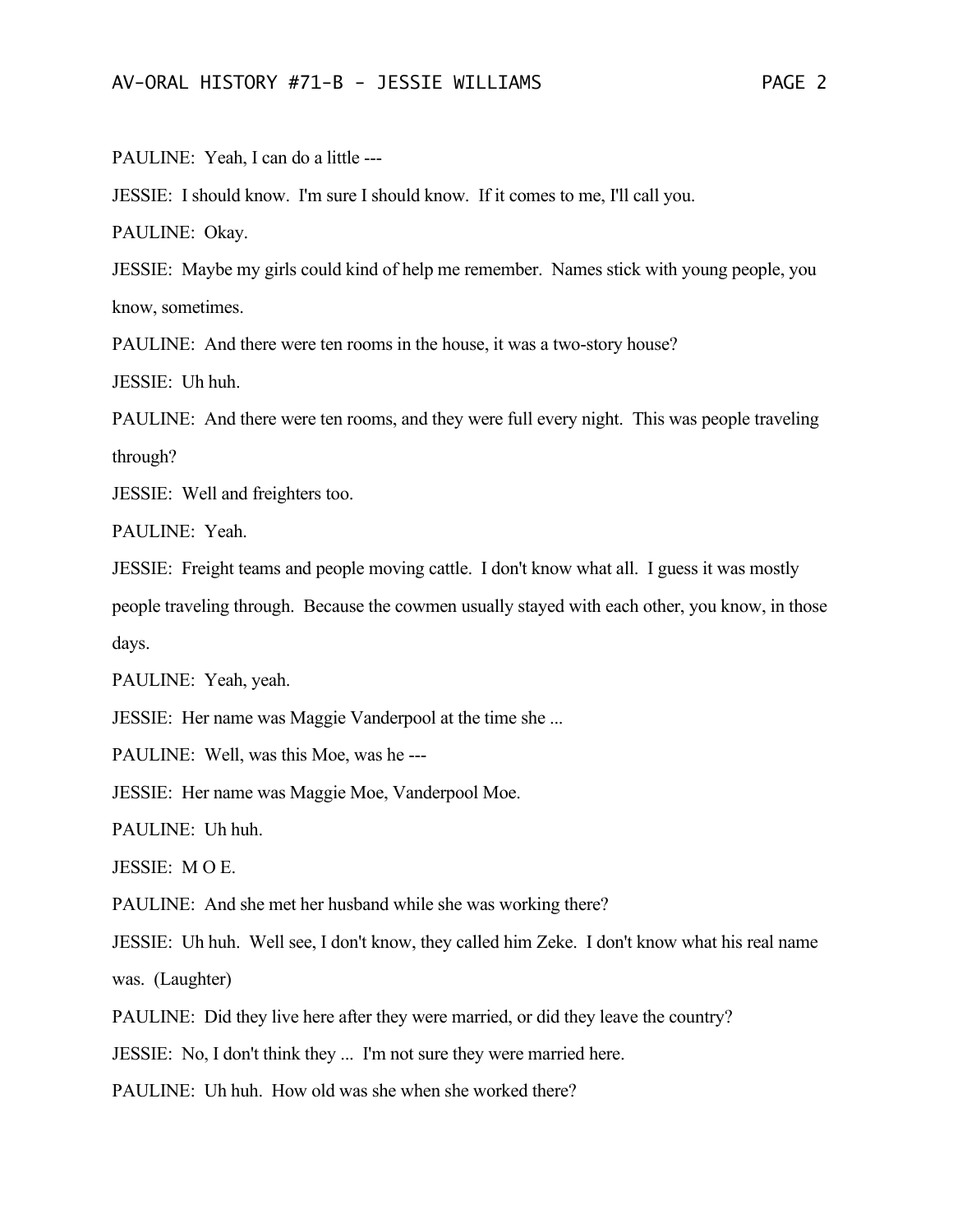PAULINE: Yeah, I can do a little ---

JESSIE: I should know. I'm sure I should know. If it comes to me, I'll call you.

PAULINE: Okay.

JESSIE: Maybe my girls could kind of help me remember. Names stick with young people, you know, sometimes.

PAULINE: And there were ten rooms in the house, it was a two-story house?

JESSIE: Uh huh.

PAULINE: And there were ten rooms, and they were full every night. This was people traveling through?

JESSIE: Well and freighters too.

PAULINE: Yeah.

JESSIE: Freight teams and people moving cattle. I don't know what all. I guess it was mostly people traveling through. Because the cowmen usually stayed with each other, you know, in those days.

PAULINE: Yeah, yeah.

JESSIE: Her name was Maggie Vanderpool at the time she ...

PAULINE: Well, was this Moe, was he ---

JESSIE: Her name was Maggie Moe, Vanderpool Moe.

PAULINE: Uh huh.

JESSIE: M O E.

PAULINE: And she met her husband while she was working there?

JESSIE: Uh huh. Well see, I don't know, they called him Zeke. I don't know what his real name was. (Laughter)

PAULINE: Did they live here after they were married, or did they leave the country?

JESSIE: No, I don't think they ... I'm not sure they were married here.

PAULINE: Uh huh. How old was she when she worked there?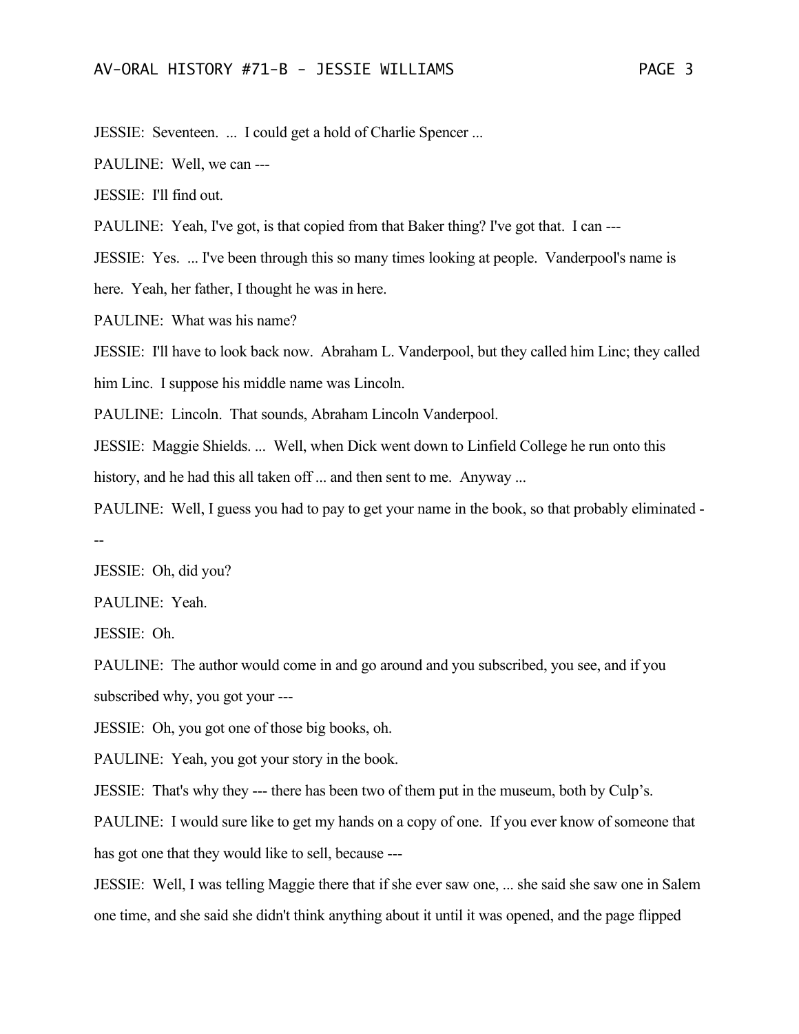JESSIE: Seventeen. ... I could get a hold of Charlie Spencer ...

PAULINE: Well, we can ---

JESSIE: I'll find out.

PAULINE: Yeah, I've got, is that copied from that Baker thing? I've got that. I can ---

JESSIE: Yes. ... I've been through this so many times looking at people. Vanderpool's name is here. Yeah, her father, I thought he was in here.

PAULINE: What was his name?

JESSIE: I'll have to look back now. Abraham L. Vanderpool, but they called him Linc; they called him Linc. I suppose his middle name was Lincoln.

PAULINE: Lincoln. That sounds, Abraham Lincoln Vanderpool.

JESSIE: Maggie Shields. ... Well, when Dick went down to Linfield College he run onto this history, and he had this all taken off ... and then sent to me. Anyway ...

PAULINE: Well, I guess you had to pay to get your name in the book, so that probably eliminated ---

JESSIE: Oh, did you?

PAULINE: Yeah.

JESSIE: Oh.

PAULINE: The author would come in and go around and you subscribed, you see, and if you subscribed why, you got your ---

JESSIE: Oh, you got one of those big books, oh.

PAULINE: Yeah, you got your story in the book.

JESSIE: That's why they --- there has been two of them put in the museum, both by Culp's.

PAULINE: I would sure like to get my hands on a copy of one. If you ever know of someone that has got one that they would like to sell, because ---

JESSIE: Well, I was telling Maggie there that if she ever saw one, ... she said she saw one in Salem one time, and she said she didn't think anything about it until it was opened, and the page flipped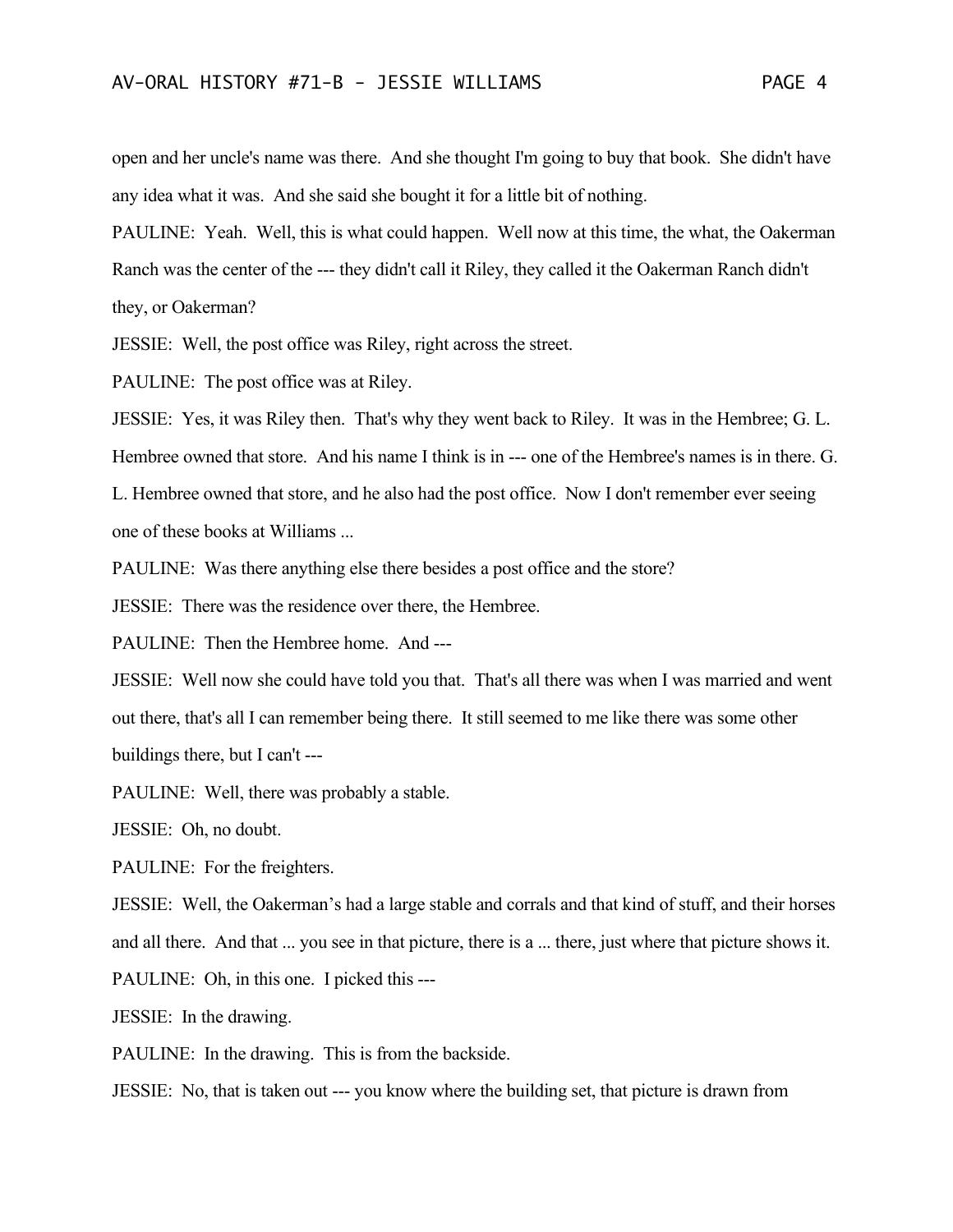open and her uncle's name was there. And she thought I'm going to buy that book. She didn't have any idea what it was. And she said she bought it for a little bit of nothing.

PAULINE: Yeah. Well, this is what could happen. Well now at this time, the what, the Oakerman Ranch was the center of the --- they didn't call it Riley, they called it the Oakerman Ranch didn't they, or Oakerman?

JESSIE: Well, the post office was Riley, right across the street.

PAULINE: The post office was at Riley.

JESSIE: Yes, it was Riley then. That's why they went back to Riley. It was in the Hembree; G. L. Hembree owned that store. And his name I think is in --- one of the Hembree's names is in there. G. L. Hembree owned that store, and he also had the post office. Now I don't remember ever seeing one of these books at Williams ...

PAULINE: Was there anything else there besides a post office and the store?

JESSIE: There was the residence over there, the Hembree.

PAULINE: Then the Hembree home. And ---

JESSIE: Well now she could have told you that. That's all there was when I was married and went out there, that's all I can remember being there. It still seemed to me like there was some other buildings there, but I can't ---

PAULINE: Well, there was probably a stable.

JESSIE: Oh, no doubt.

PAULINE: For the freighters.

JESSIE: Well, the Oakerman's had a large stable and corrals and that kind of stuff, and their horses and all there. And that ... you see in that picture, there is a ... there, just where that picture shows it.

PAULINE: Oh, in this one. I picked this ---

JESSIE: In the drawing.

PAULINE: In the drawing. This is from the backside.

JESSIE: No, that is taken out --- you know where the building set, that picture is drawn from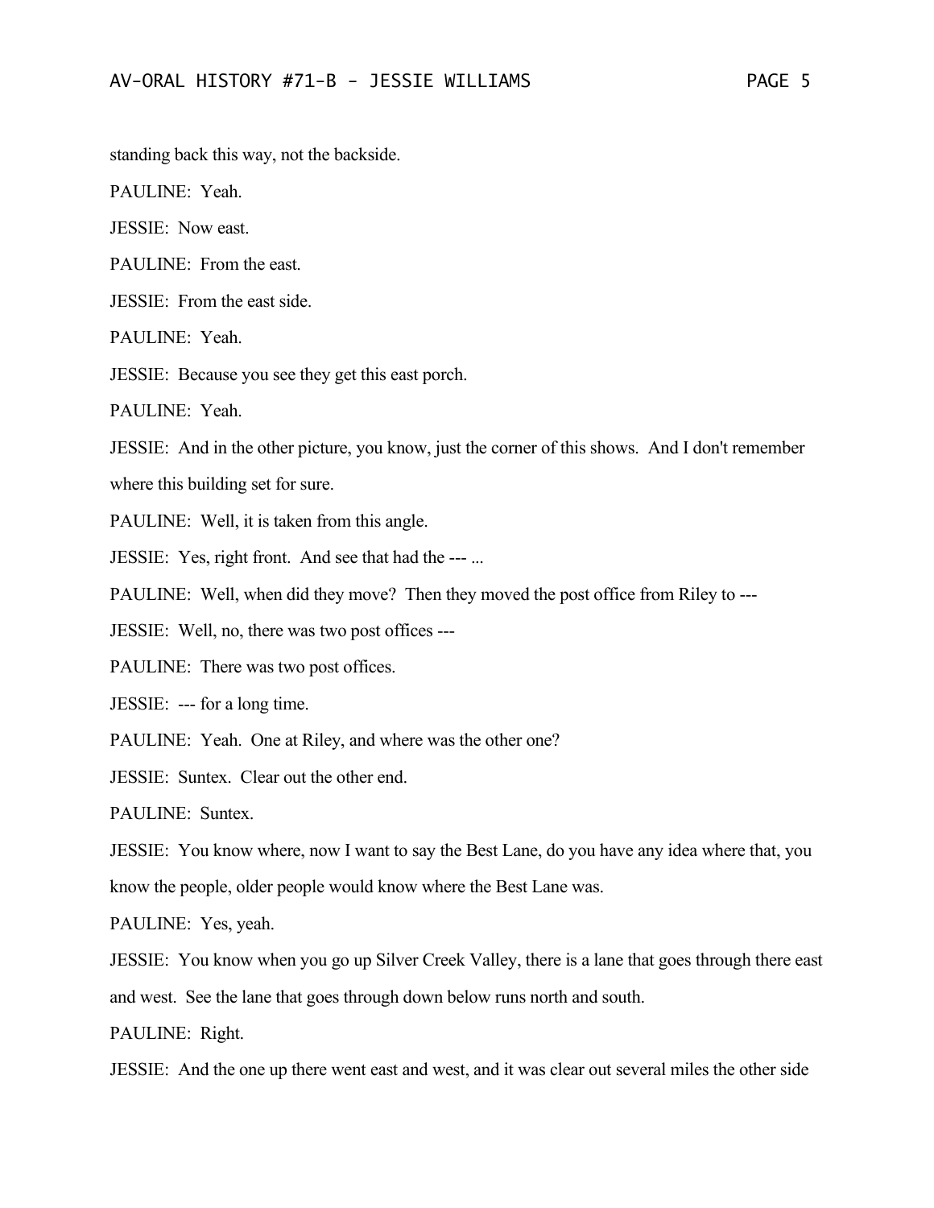standing back this way, not the backside.

PAULINE: Yeah.

JESSIE: Now east.

PAULINE: From the east.

JESSIE: From the east side.

PAULINE: Yeah.

JESSIE: Because you see they get this east porch.

PAULINE: Yeah.

JESSIE: And in the other picture, you know, just the corner of this shows. And I don't remember where this building set for sure.

PAULINE: Well, it is taken from this angle.

JESSIE: Yes, right front. And see that had the --- ...

PAULINE: Well, when did they move? Then they moved the post office from Riley to ---

JESSIE: Well, no, there was two post offices ---

PAULINE: There was two post offices.

JESSIE: --- for a long time.

PAULINE: Yeah. One at Riley, and where was the other one?

JESSIE: Suntex. Clear out the other end.

PAULINE: Suntex.

JESSIE: You know where, now I want to say the Best Lane, do you have any idea where that, you know the people, older people would know where the Best Lane was.

PAULINE: Yes, yeah.

JESSIE: You know when you go up Silver Creek Valley, there is a lane that goes through there east and west. See the lane that goes through down below runs north and south.

PAULINE: Right.

JESSIE: And the one up there went east and west, and it was clear out several miles the other side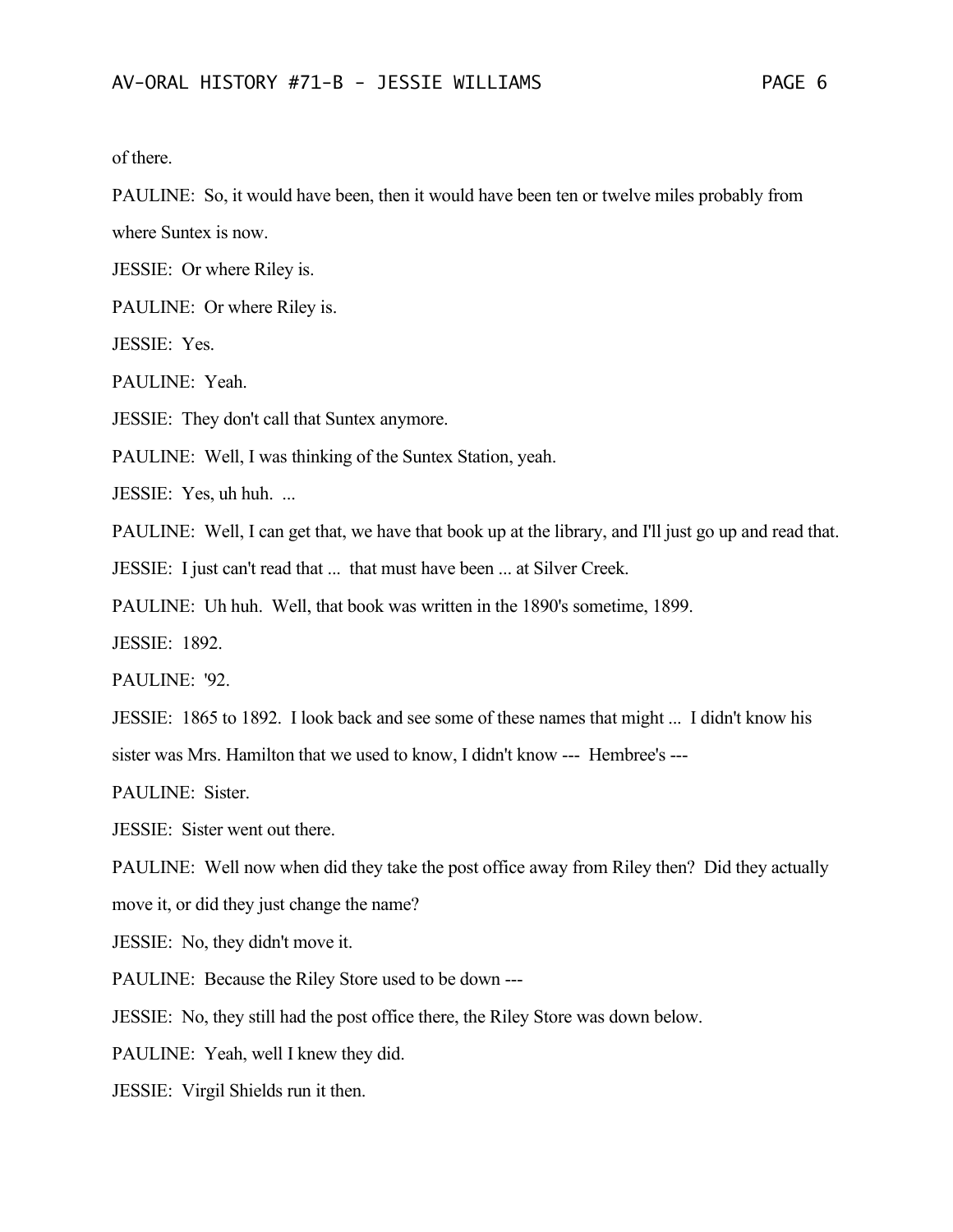of there.

PAULINE: So, it would have been, then it would have been ten or twelve miles probably from where Suntex is now.

JESSIE: Or where Riley is.

PAULINE: Or where Riley is.

JESSIE: Yes.

PAULINE: Yeah.

JESSIE: They don't call that Suntex anymore.

PAULINE: Well, I was thinking of the Suntex Station, yeah.

JESSIE: Yes, uh huh. ...

PAULINE: Well, I can get that, we have that book up at the library, and I'll just go up and read that.

JESSIE: I just can't read that ... that must have been ... at Silver Creek.

PAULINE: Uh huh. Well, that book was written in the 1890's sometime, 1899.

JESSIE: 1892.

PAULINE: '92.

JESSIE: 1865 to 1892. I look back and see some of these names that might ... I didn't know his sister was Mrs. Hamilton that we used to know, I didn't know --- Hembree's ---

PAULINE: Sister.

JESSIE: Sister went out there.

PAULINE: Well now when did they take the post office away from Riley then? Did they actually move it, or did they just change the name?

JESSIE: No, they didn't move it.

PAULINE: Because the Riley Store used to be down ---

JESSIE: No, they still had the post office there, the Riley Store was down below.

PAULINE: Yeah, well I knew they did.

JESSIE: Virgil Shields run it then.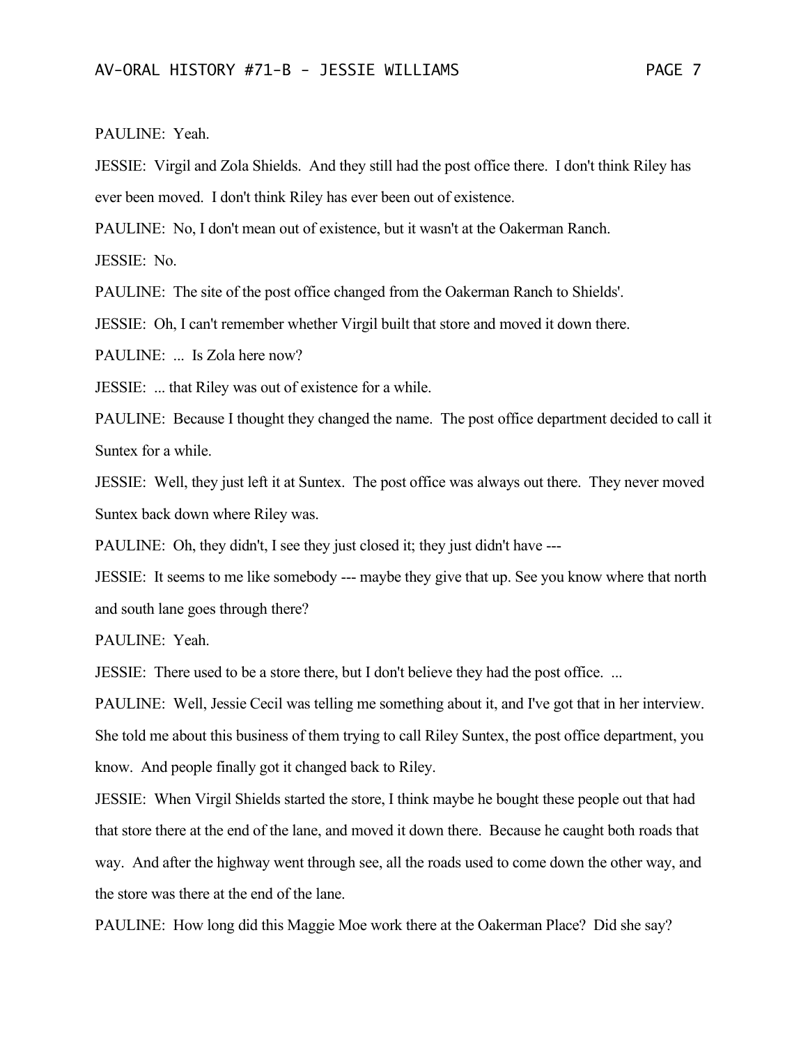PAULINE: Yeah.

JESSIE: Virgil and Zola Shields. And they still had the post office there. I don't think Riley has ever been moved. I don't think Riley has ever been out of existence.

PAULINE: No, I don't mean out of existence, but it wasn't at the Oakerman Ranch.

JESSIE: No.

PAULINE: The site of the post office changed from the Oakerman Ranch to Shields'.

JESSIE: Oh, I can't remember whether Virgil built that store and moved it down there.

PAULINE: ... Is Zola here now?

JESSIE: ... that Riley was out of existence for a while.

PAULINE: Because I thought they changed the name. The post office department decided to call it Suntex for a while.

JESSIE: Well, they just left it at Suntex. The post office was always out there. They never moved Suntex back down where Riley was.

PAULINE: Oh, they didn't, I see they just closed it; they just didn't have ---

JESSIE: It seems to me like somebody --- maybe they give that up. See you know where that north and south lane goes through there?

PAULINE: Yeah.

JESSIE: There used to be a store there, but I don't believe they had the post office. ...

PAULINE: Well, Jessie Cecil was telling me something about it, and I've got that in her interview. She told me about this business of them trying to call Riley Suntex, the post office department, you know. And people finally got it changed back to Riley.

JESSIE: When Virgil Shields started the store, I think maybe he bought these people out that had that store there at the end of the lane, and moved it down there. Because he caught both roads that way. And after the highway went through see, all the roads used to come down the other way, and the store was there at the end of the lane.

PAULINE: How long did this Maggie Moe work there at the Oakerman Place? Did she say?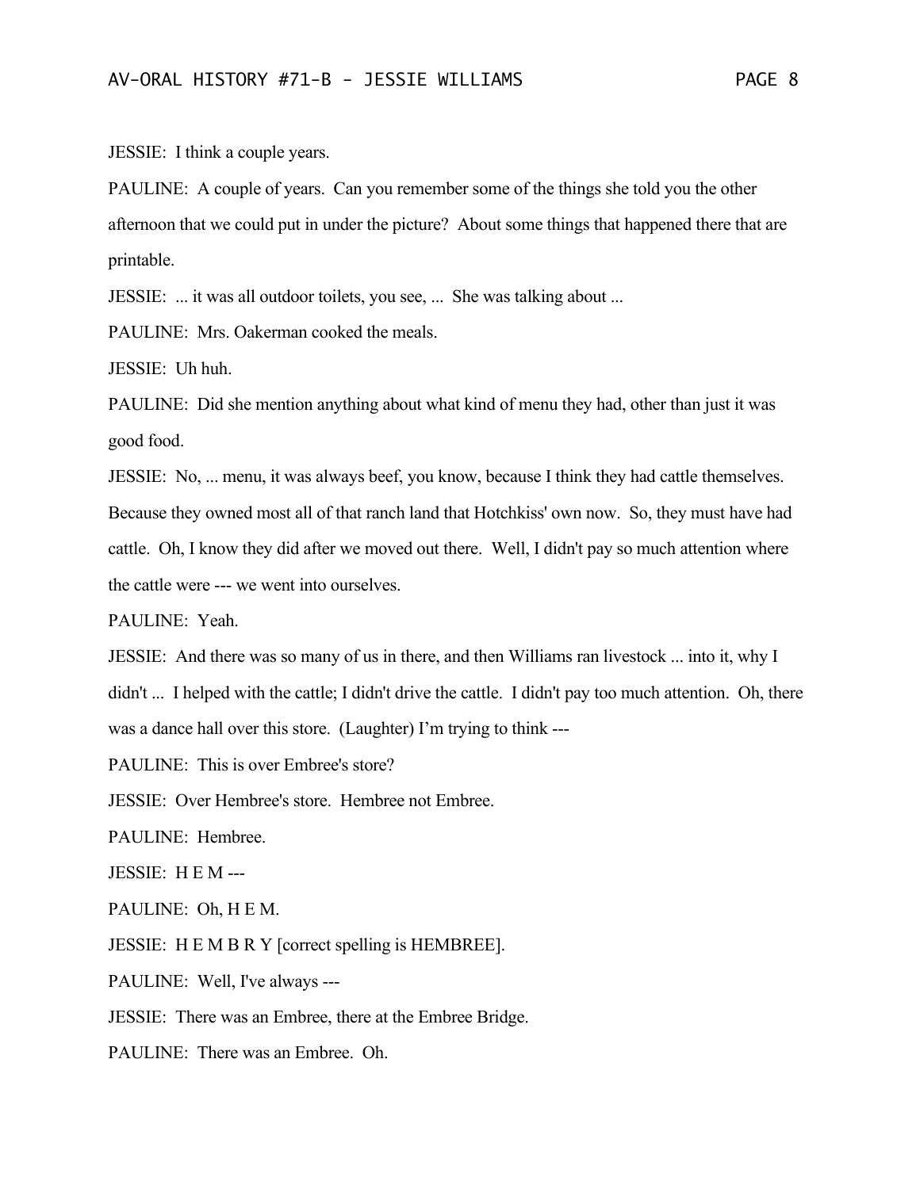JESSIE: I think a couple years.

PAULINE: A couple of years. Can you remember some of the things she told you the other afternoon that we could put in under the picture? About some things that happened there that are printable.

JESSIE: ... it was all outdoor toilets, you see, ... She was talking about ...

PAULINE: Mrs. Oakerman cooked the meals.

JESSIE: Uh huh.

PAULINE: Did she mention anything about what kind of menu they had, other than just it was good food.

JESSIE: No, ... menu, it was always beef, you know, because I think they had cattle themselves. Because they owned most all of that ranch land that Hotchkiss' own now. So, they must have had cattle. Oh, I know they did after we moved out there. Well, I didn't pay so much attention where the cattle were --- we went into ourselves.

PAULINE: Yeah.

JESSIE: And there was so many of us in there, and then Williams ran livestock ... into it, why I didn't ... I helped with the cattle; I didn't drive the cattle. I didn't pay too much attention. Oh, there was a dance hall over this store. (Laughter) I'm trying to think ---

PAULINE: This is over Embree's store?

JESSIE: Over Hembree's store. Hembree not Embree.

PAULINE: Hembree.

JESSIE: H E M ---

PAULINE: Oh, H E M.

JESSIE: H E M B R Y [correct spelling is HEMBREE].

PAULINE: Well, I've always ---

JESSIE: There was an Embree, there at the Embree Bridge.

PAULINE: There was an Embree. Oh.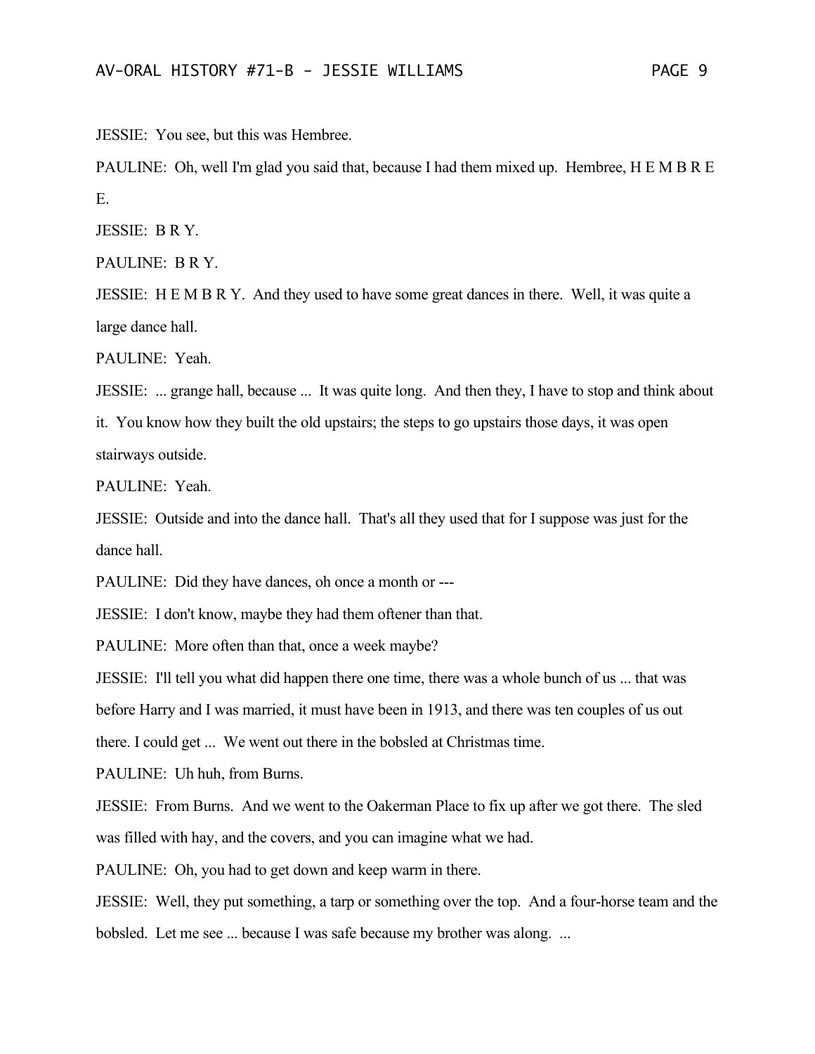JESSIE: You see, but this was Hembree.

PAULINE: Oh, well I'm glad you said that, because I had them mixed up. Hembree, H E M B R E E.

JESSIE: B R Y.

PAULINE: B R Y.

JESSIE: H E M B R Y. And they used to have some great dances in there. Well, it was quite a large dance hall.

PAULINE: Yeah.

JESSIE: ... grange hall, because ... It was quite long. And then they, I have to stop and think about it. You know how they built the old upstairs; the steps to go upstairs those days, it was open stairways outside.

PAULINE: Yeah.

JESSIE: Outside and into the dance hall. That's all they used that for I suppose was just for the dance hall.

PAULINE: Did they have dances, oh once a month or ---

JESSIE: I don't know, maybe they had them oftener than that.

PAULINE: More often than that, once a week maybe?

JESSIE: I'll tell you what did happen there one time, there was a whole bunch of us ... that was before Harry and I was married, it must have been in 1913, and there was ten couples of us out there. I could get ... We went out there in the bobsled at Christmas time.

PAULINE: Uh huh, from Burns.

JESSIE: From Burns. And we went to the Oakerman Place to fix up after we got there. The sled was filled with hay, and the covers, and you can imagine what we had.

PAULINE: Oh, you had to get down and keep warm in there.

JESSIE: Well, they put something, a tarp or something over the top. And a four-horse team and the bobsled. Let me see ... because I was safe because my brother was along. ...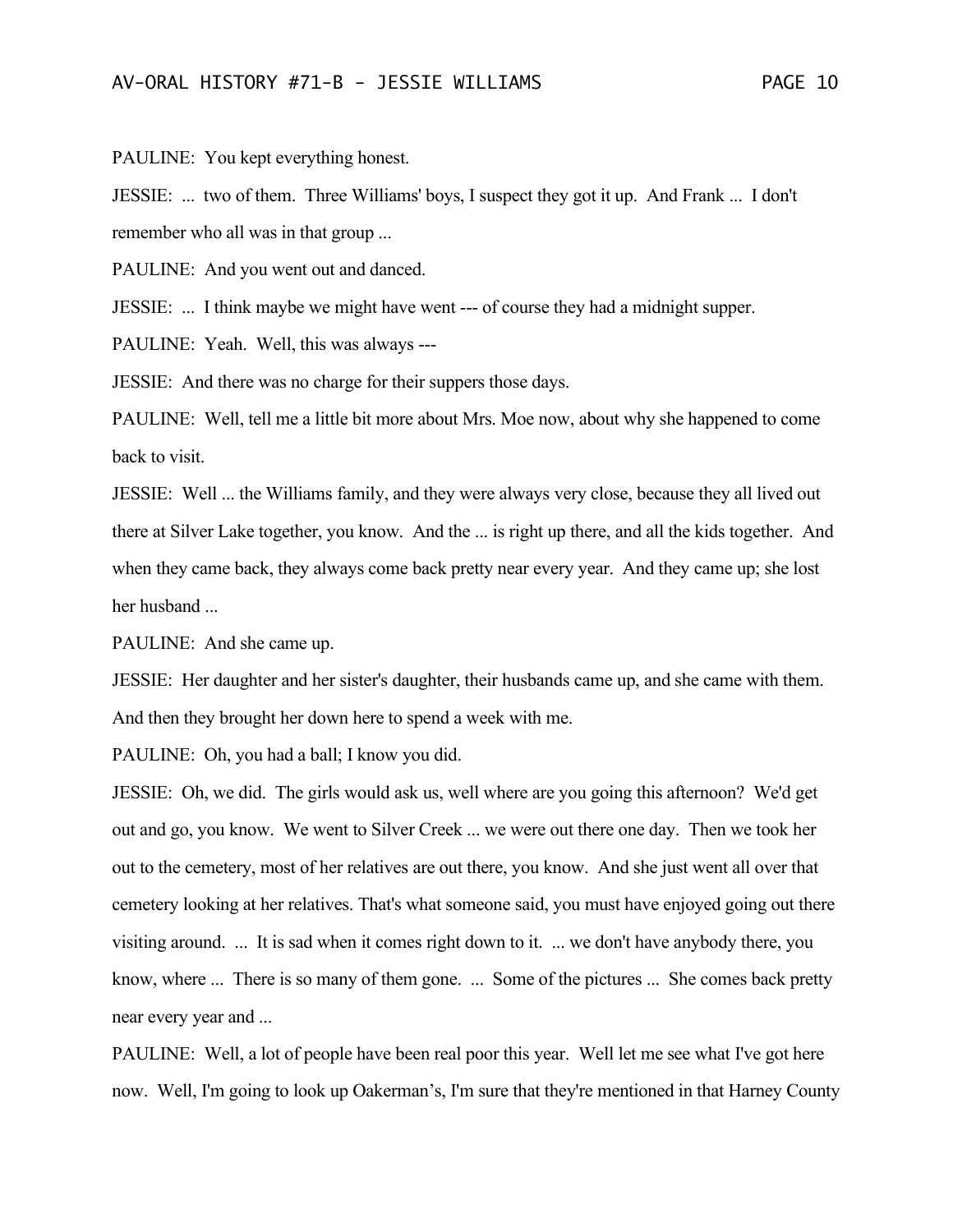PAULINE: You kept everything honest.

JESSIE: ... two of them. Three Williams' boys, I suspect they got it up. And Frank ... I don't remember who all was in that group ...

PAULINE: And you went out and danced.

JESSIE: ... I think maybe we might have went --- of course they had a midnight supper.

PAULINE: Yeah. Well, this was always ---

JESSIE: And there was no charge for their suppers those days.

PAULINE: Well, tell me a little bit more about Mrs. Moe now, about why she happened to come back to visit.

JESSIE: Well ... the Williams family, and they were always very close, because they all lived out there at Silver Lake together, you know. And the ... is right up there, and all the kids together. And when they came back, they always come back pretty near every year. And they came up; she lost her husband ...

PAULINE: And she came up.

JESSIE: Her daughter and her sister's daughter, their husbands came up, and she came with them. And then they brought her down here to spend a week with me.

PAULINE: Oh, you had a ball; I know you did.

JESSIE: Oh, we did. The girls would ask us, well where are you going this afternoon? We'd get out and go, you know. We went to Silver Creek ... we were out there one day. Then we took her out to the cemetery, most of her relatives are out there, you know. And she just went all over that cemetery looking at her relatives. That's what someone said, you must have enjoyed going out there visiting around. ... It is sad when it comes right down to it. ... we don't have anybody there, you know, where ... There is so many of them gone. ... Some of the pictures ... She comes back pretty near every year and ...

PAULINE: Well, a lot of people have been real poor this year. Well let me see what I've got here now. Well, I'm going to look up Oakerman's, I'm sure that they're mentioned in that Harney County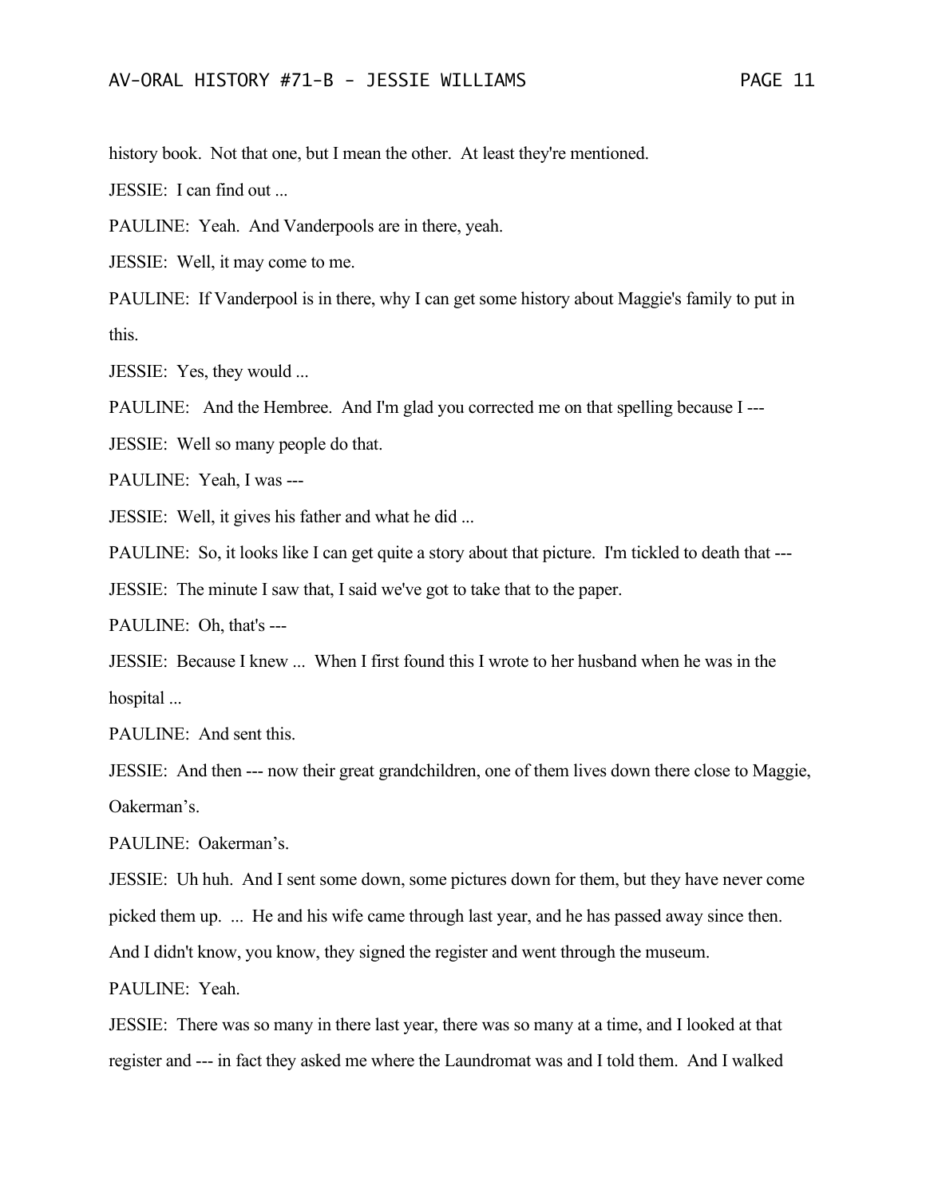history book. Not that one, but I mean the other. At least they're mentioned.

JESSIE: I can find out ...

PAULINE: Yeah. And Vanderpools are in there, yeah.

JESSIE: Well, it may come to me.

PAULINE: If Vanderpool is in there, why I can get some history about Maggie's family to put in this.

JESSIE: Yes, they would ...

PAULINE: And the Hembree. And I'm glad you corrected me on that spelling because I ---

JESSIE: Well so many people do that.

PAULINE: Yeah, I was ---

JESSIE: Well, it gives his father and what he did ...

PAULINE: So, it looks like I can get quite a story about that picture. I'm tickled to death that ---

JESSIE: The minute I saw that, I said we've got to take that to the paper.

PAULINE: Oh, that's ---

JESSIE: Because I knew ... When I first found this I wrote to her husband when he was in the hospital ...

PAULINE: And sent this.

JESSIE: And then --- now their great grandchildren, one of them lives down there close to Maggie, Oakerman's.

PAULINE: Oakerman's.

JESSIE: Uh huh. And I sent some down, some pictures down for them, but they have never come picked them up. ... He and his wife came through last year, and he has passed away since then. And I didn't know, you know, they signed the register and went through the museum.

PAULINE: Yeah.

JESSIE: There was so many in there last year, there was so many at a time, and I looked at that register and --- in fact they asked me where the Laundromat was and I told them. And I walked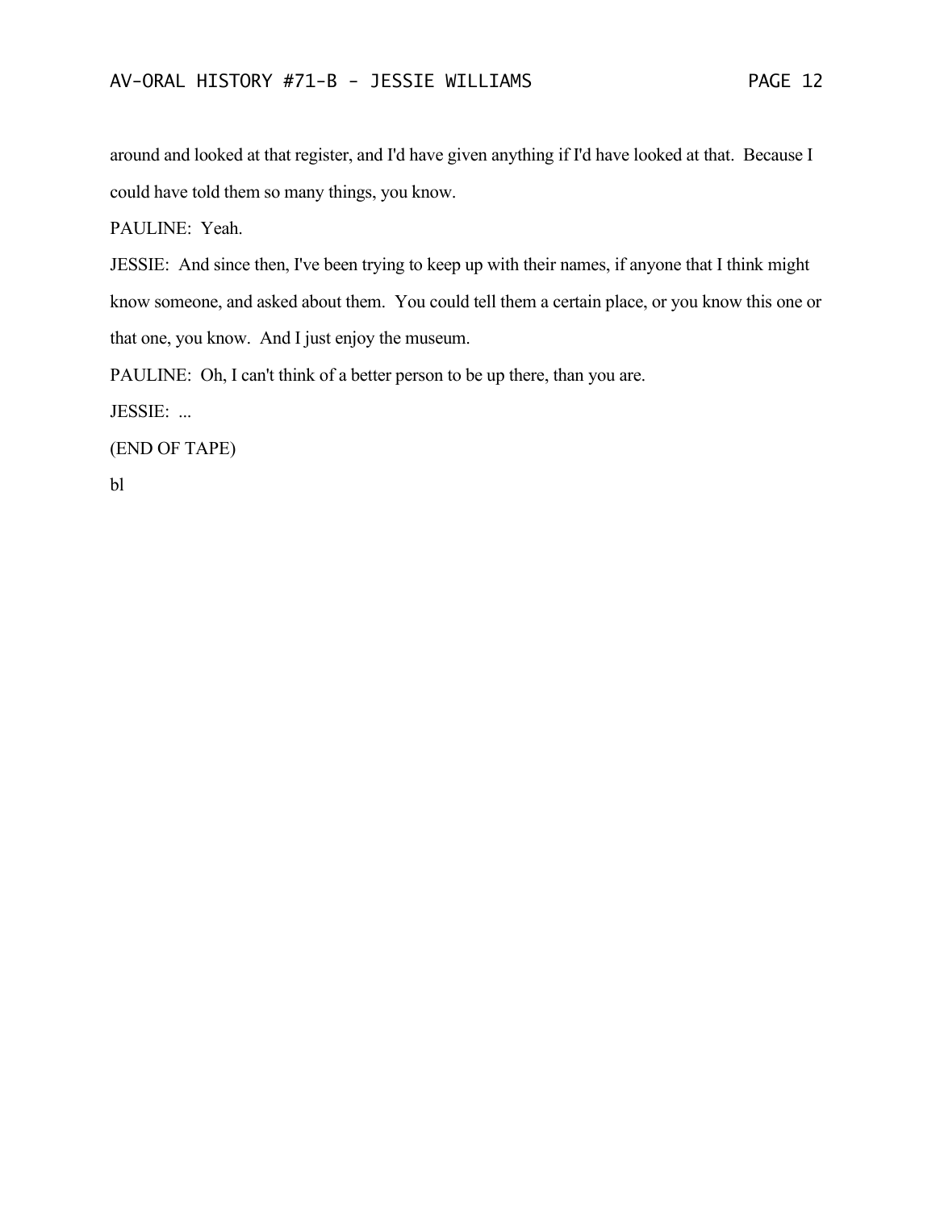around and looked at that register, and I'd have given anything if I'd have looked at that. Because I could have told them so many things, you know.

PAULINE: Yeah.

JESSIE: And since then, I've been trying to keep up with their names, if anyone that I think might know someone, and asked about them. You could tell them a certain place, or you know this one or that one, you know. And I just enjoy the museum.

PAULINE: Oh, I can't think of a better person to be up there, than you are.

JESSIE: ...

(END OF TAPE)

bl